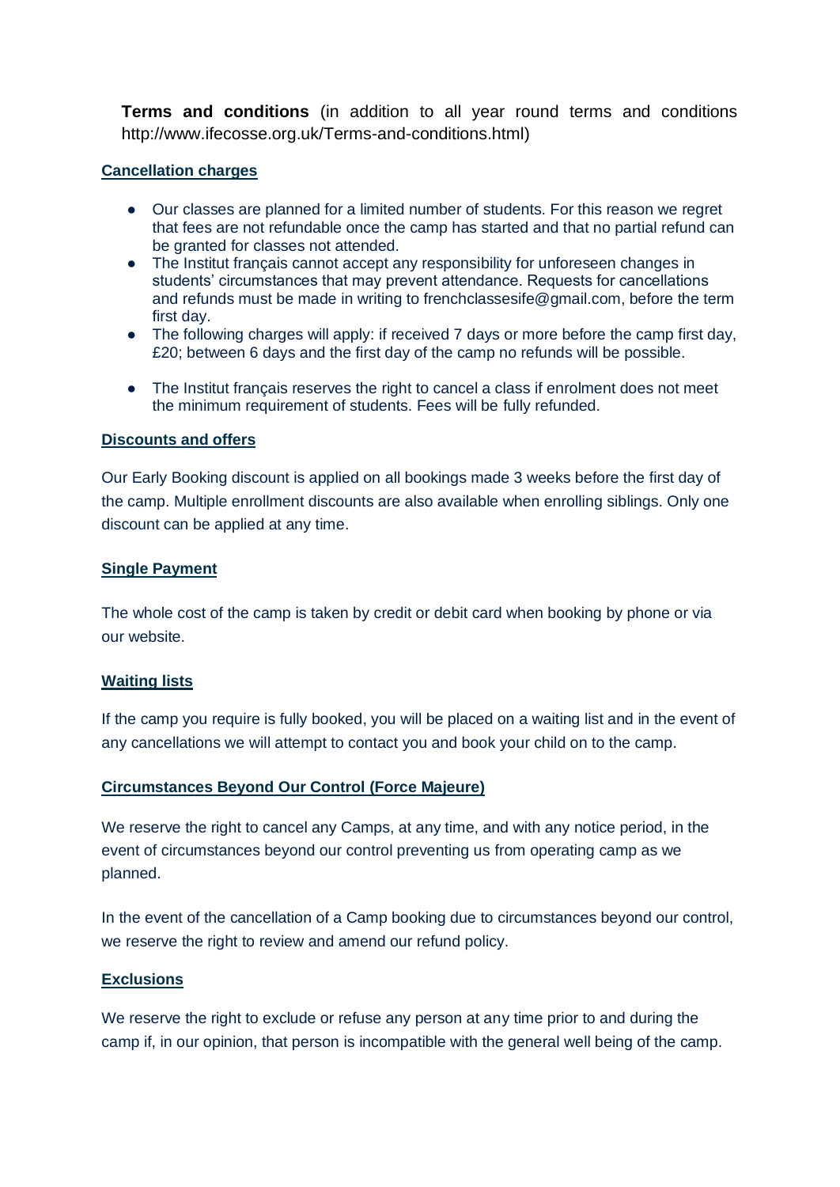**Terms and conditions** (in addition to all year round terms and conditions http://www.ifecosse.org.uk/Terms-and-conditions.html)

**Cancellation charges**

- Our classes are planned for a limited number of students. For this reason we regret that fees are not refundable once the camp has started and that no partial refund can be granted for classes not attended.
- The Institut français cannot accept any responsibility for unforeseen changes in students' circumstances that may prevent attendance. Requests for cancellations and refunds must be made in writing to frenchclassesife@gmail.com, before the term first day.
- The following charges will apply: if received 7 days or more before the camp first day, £20; between 6 days and the first day of the camp no refunds will be possible.
- The Institut français reserves the right to cancel a class if enrolment does not meet the minimum requirement of students. Fees will be fully refunded.

**Discounts and offers**

Our Early Booking discount is applied on all bookings made 3 weeks before the first day of the camp. Multiple enrollment discounts are also available when enrolling siblings. Only one discount can be applied at any time.

**Single Payment**

The whole cost of the camp is taken by credit or debit card when booking by phone or via our website.

**Waiting lists**

If the camp you require is fully booked, you will be placed on a waiting list and in the event of any cancellations we will attempt to contact you and book your child on to the camp.

**Circumstances Beyond Our Control (Force Majeure)**

We reserve the right to cancel any Camps, at any time, and with any notice period, in the event of circumstances beyond our control preventing us from operating camp as we planned.

In the event of the cancellation of a Camp booking due to circumstances beyond our control, we reserve the right to review and amend our refund policy.

**Exclusions**

We reserve the right to exclude or refuse any person at any time prior to and during the camp if, in our opinion, that person is incompatible with the general well being of the camp.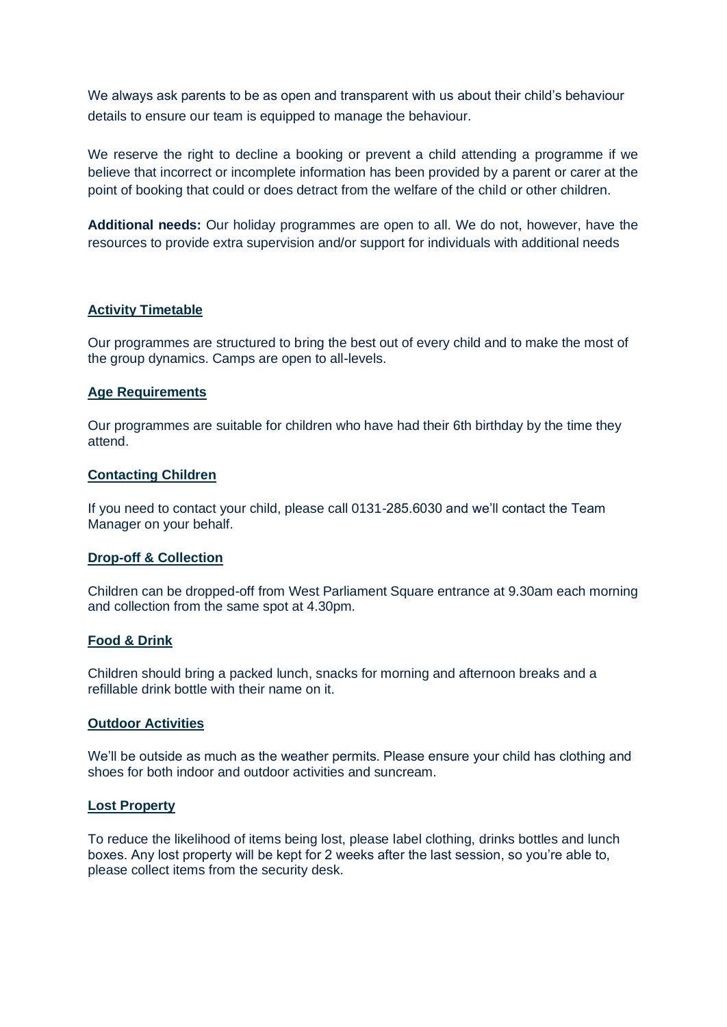We always ask parents to be as open and transparent with us about their child's behaviour details to ensure our team is equipped to manage the behaviour.

We reserve the right to decline a booking or prevent a child attending a programme if we believe that incorrect or incomplete information has been provided by a parent or carer at the point of booking that could or does detract from the welfare of the child or other children.

**Additional needs:** Our holiday programmes are open to all. We do not, however, have the resources to provide extra supervision and/or support for individuals with additional needs

## Activity Timetable

Our programmes are structured to bring the best out of every child and to make the most of the group dynamics. Camps are open to all-levels.

## Age Requirements

Our programmes are suitable for children who have had their 6th birthday by the time they attend.

## Contacting Children

If you need to contact your child, please call 0131-285.6030 and we'll contact the Team Manager on your behalf.

## Drop-off & Collection

Children can be dropped-off from West Parliament Square entrance at 9.30am each morning and collection from the same spot at 4.30pm.

## Food & Drink

Children should bring a packed lunch, snacks for morning and afternoon breaks and a refillable drink bottle with their name on it.

## Outdoor Activities

We'll be outside as much as the weather permits. Please ensure your child has clothing and shoes for both indoor and outdoor activities and suncream.

## Lost Property

To reduce the likelihood of items being lost, please label clothing, drinks bottles and lunch boxes. Any lost property will be kept for 2 weeks after the last session, so you're able to, please collect items from the security desk.